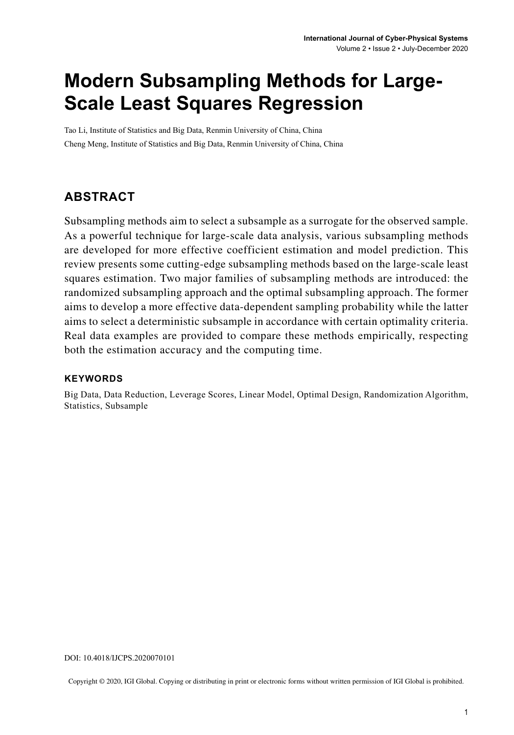# Modern Subsampling Methods for Large-Scale Least Squares Regression

Tao Li, Institute of Statistics and Big Data, Renmin University of China, China

Cheng Meng, Institute of Statistics and Big Data, Renmin University of China, China

## ABSTRACT

Subsampling methods aim to select a subsample as a surrogate for the observed sample. As a powerful technique for large-scale data analysis, various subsampling methods are developed for more effective coefficient estimation and model prediction. This review presents some cutting-edge subsampling methods based on the large-scale least squares estimation. Two major families of subsampling methods are introduced: the randomized subsampling approach and the optimal subsampling approach. The former aims to develop a more effective data-dependent sampling probability while the latter aims to select a deterministic subsample in accordance with certain optimality criteria. Real data examples are provided to compare these methods empirically, respecting both the estimation accuracy and the computing time.

### KEYWORDS

Big Data, Data Reduction, Leverage Scores, Linear Model, Optimal Design, Randomization Algorithm, Statistics, Subsample

DOI: 10.4018/IJCPS.2020070101

Copyright © 2020, IGI Global. Copying or distributing in print or electronic forms without written permission of IGI Global is prohibited.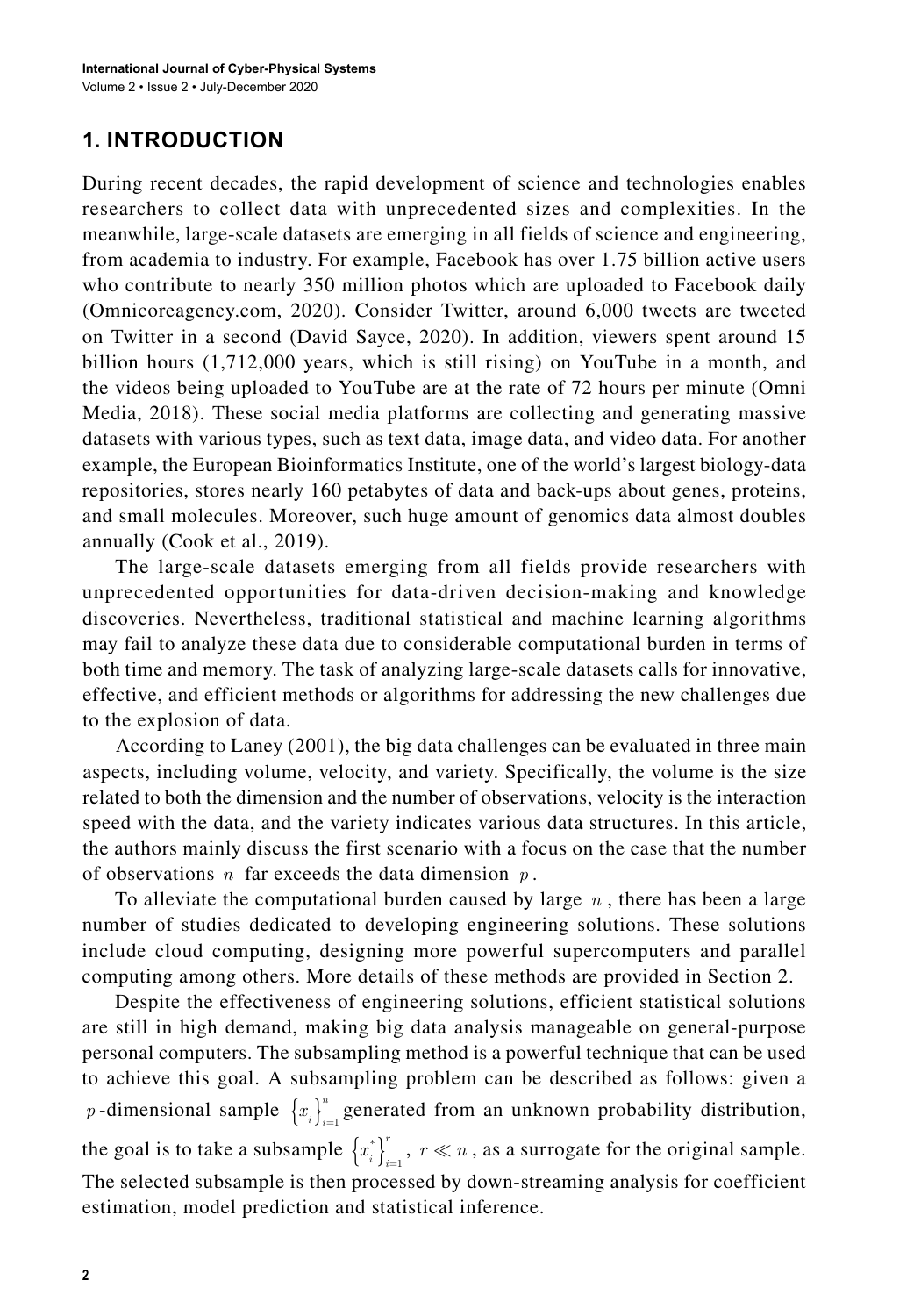## 1. INTRODUCTION

During recent decades, the rapid development of science and technologies enables researchers to collect data with unprecedented sizes and complexities. In the meanwhile, large-scale datasets are emerging in all fields of science and engineering, from academia to industry. For example, Facebook has over 1.75 billion active users who contribute to nearly 350 million photos which are uploaded to Facebook daily (Omnicoreagency.com, 2020). Consider Twitter, around 6,000 tweets are tweeted on Twitter in a second (David Sayce, 2020). In addition, viewers spent around 15 billion hours (1,712,000 years, which is still rising) on YouTube in a month, and the videos being uploaded to YouTube are at the rate of 72 hours per minute (Omni Media, 2018). These social media platforms are collecting and generating massive datasets with various types, such as text data, image data, and video data. For another example, the European Bioinformatics Institute, one of the world's largest biology-data repositories, stores nearly 160 petabytes of data and back-ups about genes, proteins, and small molecules. Moreover, such huge amount of genomics data almost doubles annually (Cook et al., 2019).

The large-scale datasets emerging from all fields provide researchers with unprecedented opportunities for data-driven decision-making and knowledge discoveries. Nevertheless, traditional statistical and machine learning algorithms may fail to analyze these data due to considerable computational burden in terms of both time and memory. The task of analyzing large-scale datasets calls for innovative, effective, and efficient methods or algorithms for addressing the new challenges due to the explosion of data.

According to Laney (2001), the big data challenges can be evaluated in three main aspects, including volume, velocity, and variety. Specifically, the volume is the size related to both the dimension and the number of observations, velocity is the interaction speed with the data, and the variety indicates various data structures. In this article, the authors mainly discuss the first scenario with a focus on the case that the number of observations $n$ far exceeds the data dimension $p$.

To alleviate the computational burden caused by large $n$, there has been a large number of studies dedicated to developing engineering solutions. These solutions include cloud computing, designing more powerful supercomputers and parallel computing among others. More details of these methods are provided in Section 2.

Despite the effectiveness of engineering solutions, efficient statistical solutions are still in high demand, making big data analysis manageable on general-purpose personal computers. The subsampling method is a powerful technique that can be used to achieve this goal. A subsampling problem can be described as follows: given a $p$-dimensional sample $\left\{x_i\right\}_{i=1}^{n}$ generated from an unknown probability distribution, the goal is to take a subsample $\left\{x_i^*\right\}_{i=1}^{r}$, $r \ll n$, as a surrogate for the original sample. The selected subsample is then processed by down-streaming analysis for coefficient estimation, model prediction and statistical inference.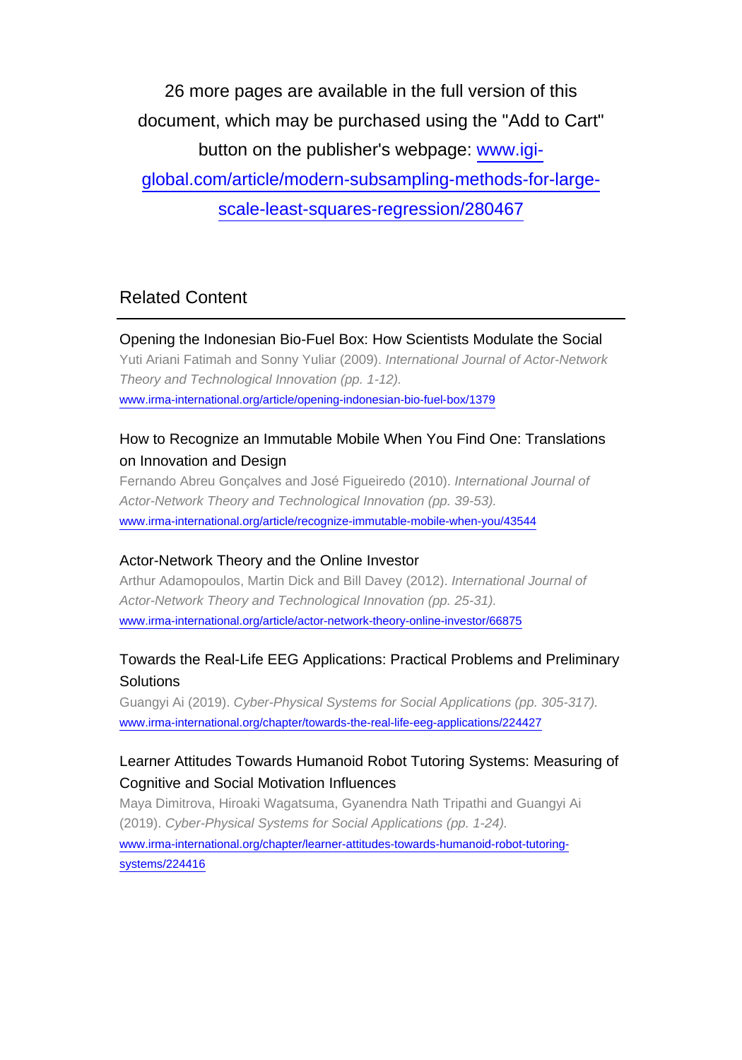26 more pages are available in the full version of this document, which may be purchased using the "Add to Cart" button on the publisher's webpage: [www.igi-global.com/article/modern-subsampling-methods-for-large-scale-least-squares-regression/280467](www.igi-global.com/article/modern-subsampling-methods-for-large-scale-least-squares-regression/280467)

## Related Content

### Opening the Indonesian Bio-Fuel Box: How Scientists Modulate the Social

Yuti Ariani Fatimah and Sonny Yuliar (2009). *International Journal of Actor-Network Theory and Technological Innovation (pp. 1-12).*

[www.irma-international.org/article/opening-indonesian-bio-fuel-box/1379](www.irma-international.org/article/opening-indonesian-bio-fuel-box/1379)

### How to Recognize an Immutable Mobile When You Find One: Translations on Innovation and Design

Fernando Abreu Gonçalves and José Figueiredo (2010). *International Journal of Actor-Network Theory and Technological Innovation (pp. 39-53).*

[www.irma-international.org/article/recognize-immutable-mobile-when-you/43544](www.irma-international.org/article/recognize-immutable-mobile-when-you/43544)

### Actor-Network Theory and the Online Investor

Arthur Adamopoulos, Martin Dick and Bill Davey (2012). *International Journal of Actor-Network Theory and Technological Innovation (pp. 25-31).*

[www.irma-international.org/article/actor-network-theory-online-investor/66875](www.irma-international.org/article/actor-network-theory-online-investor/66875)

### Towards the Real-Life EEG Applications: Practical Problems and Preliminary Solutions

Guangyi Ai (2019). *Cyber-Physical Systems for Social Applications (pp. 305-317).*

[www.irma-international.org/chapter/towards-the-real-life-eeg-applications/224427](www.irma-international.org/chapter/towards-the-real-life-eeg-applications/224427)

### Learner Attitudes Towards Humanoid Robot Tutoring Systems: Measuring of Cognitive and Social Motivation Influences

Maya Dimitrova, Hiroaki Wagatsuma, Gyanendra Nath Tripathi and Guangyi Ai (2019). *Cyber-Physical Systems for Social Applications (pp. 1-24).*

[www.irma-international.org/chapter/learner-attitudes-towards-humanoid-robot-tutoring-systems/224416](www.irma-international.org/chapter/learner-attitudes-towards-humanoid-robot-tutoring-systems/224416)